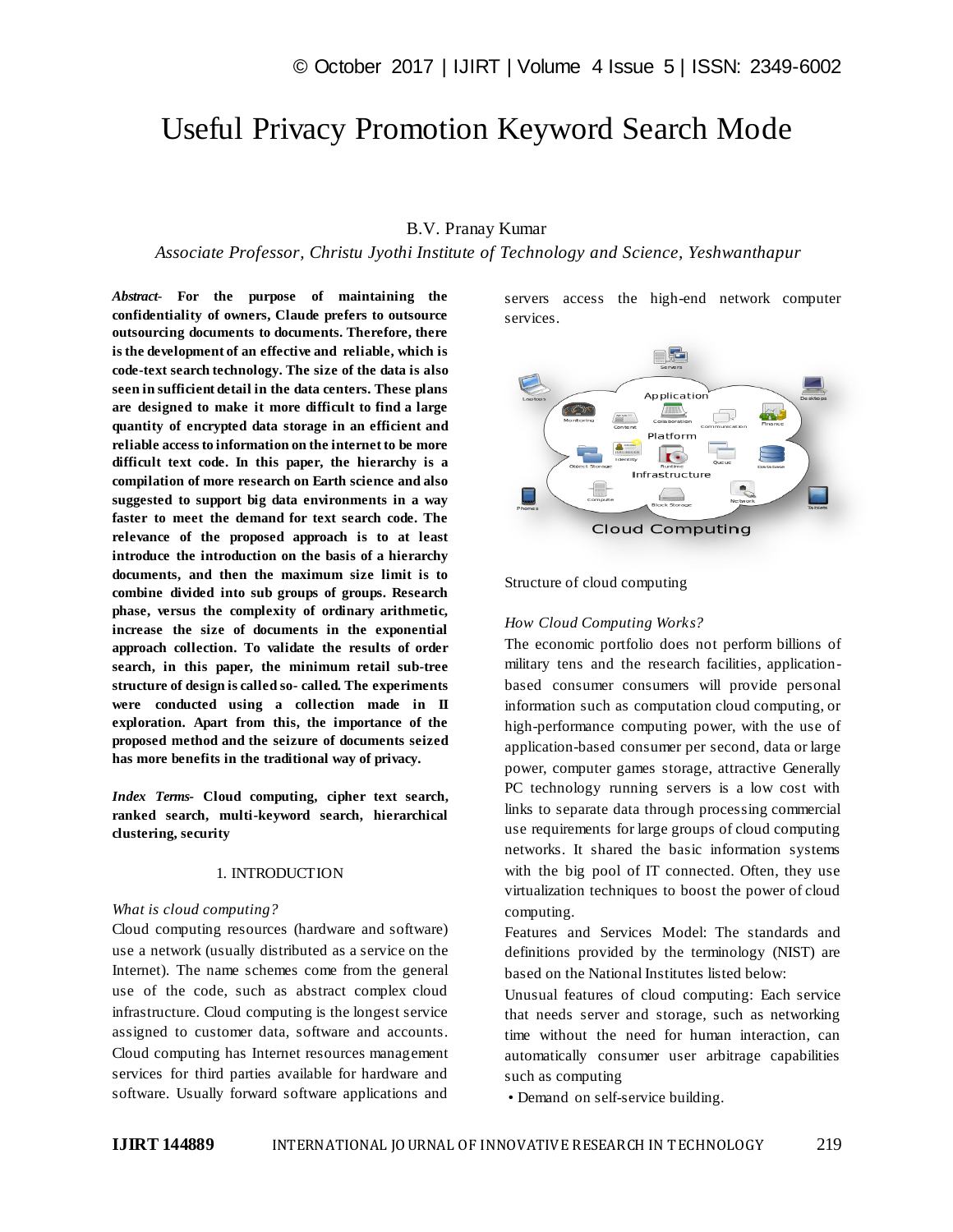# Useful Privacy Promotion Keyword Search Mode

B.V. Pranay Kumar

*Associate Professor, Christu Jyothi Institute of Technology and Science, Yeshwanthapur*

***Abstract*- For the purpose of maintaining the confidentiality of owners, Claude prefers to outsource outsourcing documents to documents. Therefore, there is the development of an effective and reliable, which is code-text search technology. The size of the data is also seen in sufficient detail in the data centers. These plans are designed to make it more difficult to find a large quantity of encrypted data storage in an efficient and reliable access to information on the internet to be more difficult text code. In this paper, the hierarchy is a compilation of more research on Earth science and also suggested to support big data environments in a way faster to meet the demand for text search code. The relevance of the proposed approach is to at least introduce the introduction on the basis of a hierarchy documents, and then the maximum size limit is to combine divided into sub groups of groups. Research phase, versus the complexity of ordinary arithmetic, increase the size of documents in the exponential approach collection. To validate the results of order search, in this paper, the minimum retail sub-tree structure of design is called so- called. The experiments were conducted using a collection made in II exploration. Apart from this, the importance of the proposed method and the seizure of documents seized has more benefits in the traditional way of privacy.**

***Index Terms*- Cloud computing, cipher text search, ranked search, multi-keyword search, hierarchical clustering, security**

## 1. INTRODUCTION

*What is cloud computing?*

Cloud computing resources (hardware and software) use a network (usually distributed as a service on the Internet). The name schemes come from the general use of the code, such as abstract complex cloud infrastructure. Cloud computing is the longest service assigned to customer data, software and accounts. Cloud computing has Internet resources management services for third parties available for hardware and software. Usually forward software applications and servers access the high-end network computer services.

Structure of cloud computing

*How Cloud Computing Works?*

The economic portfolio does not perform billions of military tens and the research facilities, application-based consumer consumers will provide personal information such as computation cloud computing, or high-performance computing power, with the use of application-based consumer per second, data or large power, computer games storage, attractive Generally PC technology running servers is a low cost with links to separate data through processing commercial use requirements for large groups of cloud computing networks. It shared the basic information systems with the big pool of IT connected. Often, they use virtualization techniques to boost the power of cloud computing.

Features and Services Model: The standards and definitions provided by the terminology (NIST) are based on the National Institutes listed below:

Unusual features of cloud computing: Each service that needs server and storage, such as networking time without the need for human interaction, can automatically consumer user arbitrage capabilities such as computing

- Demand on self-service building.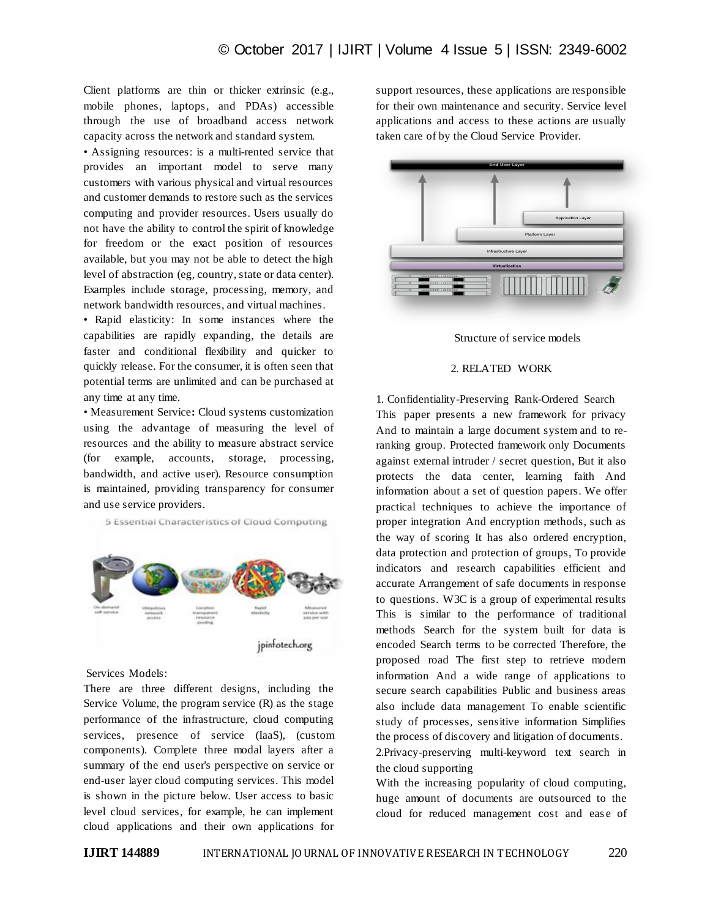Client platforms are thin or thicker extrinsic (e.g., mobile phones, laptops, and PDAs) accessible through the use of broadband access network capacity across the network and standard system.

• Assigning resources: is a multi-rented service that provides an important model to serve many customers with various physical and virtual resources and customer demands to restore such as the services computing and provider resources. Users usually do not have the ability to control the spirit of knowledge for freedom or the exact position of resources available, but you may not be able to detect the high level of abstraction (eg, country, state or data center). Examples include storage, processing, memory, and network bandwidth resources, and virtual machines.

• Rapid elasticity: In some instances where the capabilities are rapidly expanding, the details are faster and conditional flexibility and quicker to quickly release. For the consumer, it is often seen that potential terms are unlimited and can be purchased at any time at any time.

• Measurement Service**:** Cloud systems customization using the advantage of measuring the level of resources and the ability to measure abstract service (for example, accounts, storage, processing, bandwidth, and active user). Resource consumption is maintained, providing transparency for consumer and use service providers.

Services Models:

There are three different designs, including the Service Volume, the program service (R) as the stage performance of the infrastructure, cloud computing services, presence of service (IaaS), (custom components). Complete three modal layers after a summary of the end user's perspective on service or end-user layer cloud computing services. This model is shown in the picture below. User access to basic level cloud services, for example, he can implement cloud applications and their own applications for support resources, these applications are responsible for their own maintenance and security. Service level applications and access to these actions are usually taken care of by the Cloud Service Provider.

Structure of service models

## 2. RELATED WORK

1. Confidentiality-Preserving Rank-Ordered Search

This paper presents a new framework for privacy And to maintain a large document system and to re-ranking group. Protected framework only Documents against external intruder / secret question, But it also protects the data center, learning faith And information about a set of question papers. We offer practical techniques to achieve the importance of proper integration And encryption methods, such as the way of scoring It has also ordered encryption, data protection and protection of groups, To provide indicators and research capabilities efficient and accurate Arrangement of safe documents in response to questions. W3C is a group of experimental results This is similar to the performance of traditional methods Search for the system built for data is encoded Search terms to be corrected Therefore, the proposed road The first step to retrieve modern information And a wide range of applications to secure search capabilities Public and business areas also include data management To enable scientific study of processes, sensitive information Simplifies the process of discovery and litigation of documents.

2.Privacy-preserving multi-keyword text search in the cloud supporting

With the increasing popularity of cloud computing, huge amount of documents are outsourced to the cloud for reduced management cost and ease of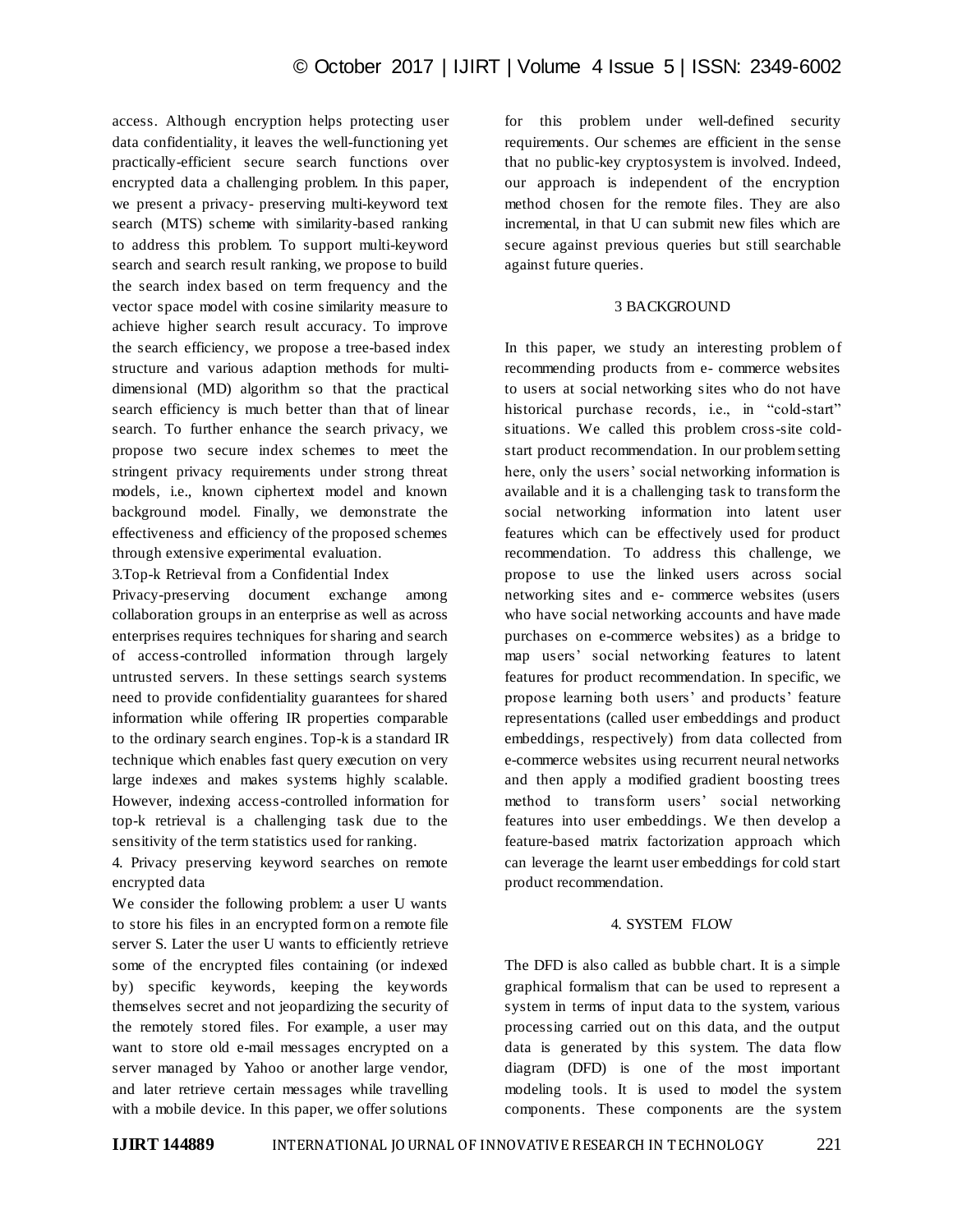access. Although encryption helps protecting user data confidentiality, it leaves the well-functioning yet practically-efficient secure search functions over encrypted data a challenging problem. In this paper, we present a privacy- preserving multi-keyword text search (MTS) scheme with similarity-based ranking to address this problem. To support multi-keyword search and search result ranking, we propose to build the search index based on term frequency and the vector space model with cosine similarity measure to achieve higher search result accuracy. To improve the search efficiency, we propose a tree-based index structure and various adaption methods for multi-dimensional (MD) algorithm so that the practical search efficiency is much better than that of linear search. To further enhance the search privacy, we propose two secure index schemes to meet the stringent privacy requirements under strong threat models, i.e., known ciphertext model and known background model. Finally, we demonstrate the effectiveness and efficiency of the proposed schemes through extensive experimental evaluation.

3.Top-k Retrieval from a Confidential Index

Privacy-preserving document exchange among collaboration groups in an enterprise as well as across enterprises requires techniques for sharing and search of access-controlled information through largely untrusted servers. In these settings search systems need to provide confidentiality guarantees for shared information while offering IR properties comparable to the ordinary search engines. Top-k is a standard IR technique which enables fast query execution on very large indexes and makes systems highly scalable. However, indexing access-controlled information for top-k retrieval is a challenging task due to the sensitivity of the term statistics used for ranking.

4. Privacy preserving keyword searches on remote encrypted data

We consider the following problem: a user U wants to store his files in an encrypted form on a remote file server S. Later the user U wants to efficiently retrieve some of the encrypted files containing (or indexed by) specific keywords, keeping the keywords themselves secret and not jeopardizing the security of the remotely stored files. For example, a user may want to store old e-mail messages encrypted on a server managed by Yahoo or another large vendor, and later retrieve certain messages while travelling with a mobile device. In this paper, we offer solutions for this problem under well-defined security requirements. Our schemes are efficient in the sense that no public-key cryptosystem is involved. Indeed, our approach is independent of the encryption method chosen for the remote files. They are also incremental, in that U can submit new files which are secure against previous queries but still searchable against future queries.

## 3 BACKGROUND

In this paper, we study an interesting problem of recommending products from e- commerce websites to users at social networking sites who do not have historical purchase records, i.e., in "cold-start" situations. We called this problem cross-site cold-start product recommendation. In our problem setting here, only the users' social networking information is available and it is a challenging task to transform the social networking information into latent user features which can be effectively used for product recommendation. To address this challenge, we propose to use the linked users across social networking sites and e- commerce websites (users who have social networking accounts and have made purchases on e-commerce websites) as a bridge to map users' social networking features to latent features for product recommendation. In specific, we propose learning both users' and products' feature representations (called user embeddings and product embeddings, respectively) from data collected from e-commerce websites using recurrent neural networks and then apply a modified gradient boosting trees method to transform users' social networking features into user embeddings. We then develop a feature-based matrix factorization approach which can leverage the learnt user embeddings for cold start product recommendation.

## 4. SYSTEM FLOW

The DFD is also called as bubble chart. It is a simple graphical formalism that can be used to represent a system in terms of input data to the system, various processing carried out on this data, and the output data is generated by this system. The data flow diagram (DFD) is one of the most important modeling tools. It is used to model the system components. These components are the system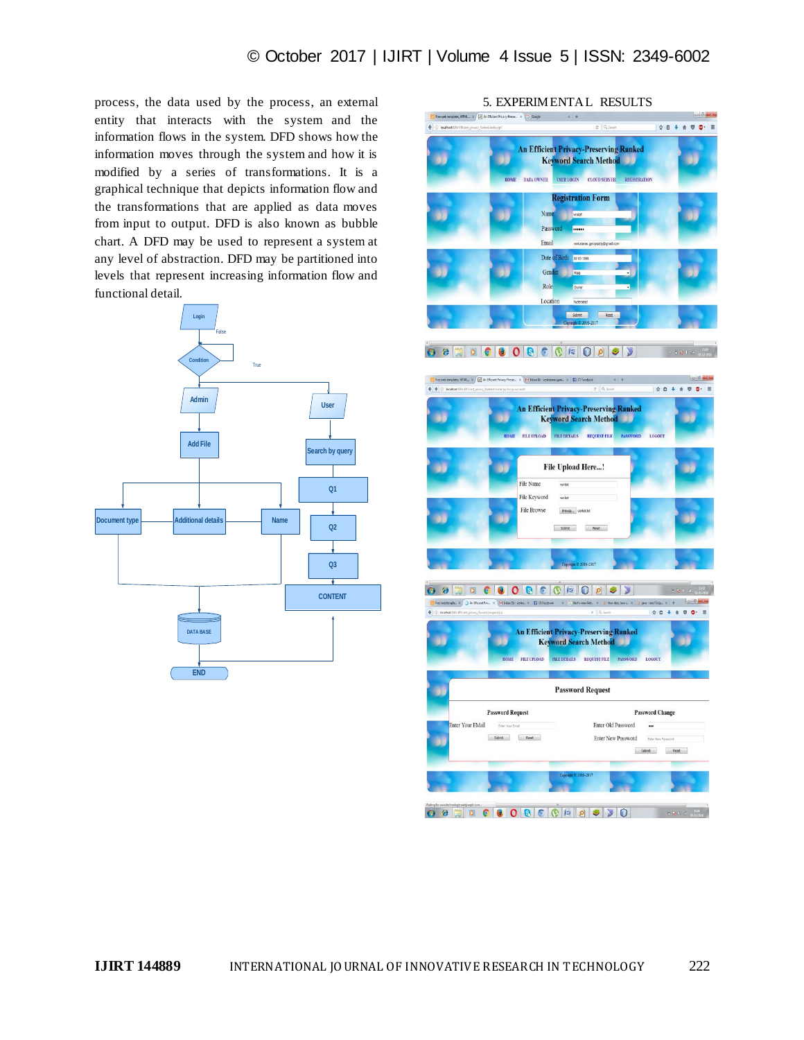process, the data used by the process, an external entity that interacts with the system and the information flows in the system. DFD shows how the information moves through the system and how it is modified by a series of transformations. It is a graphical technique that depicts information flow and the transformations that are applied as data moves from input to output. DFD is also known as bubble chart. A DFD may be used to represent a system at any level of abstraction. DFD may be partitioned into levels that represent increasing information flow and functional detail.

## 5. EXPERIMENTAL RESULTS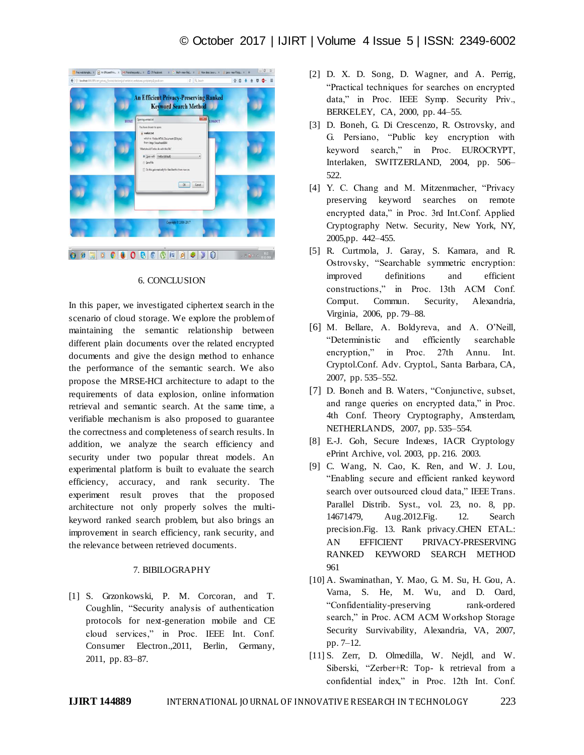## 6. CONCLUSION

In this paper, we investigated ciphertext search in the scenario of cloud storage. We explore the problem of maintaining the semantic relationship between different plain documents over the related encrypted documents and give the design method to enhance the performance of the semantic search. We also propose the MRSE-HCI architecture to adapt to the requirements of data explosion, online information retrieval and semantic search. At the same time, a verifiable mechanism is also proposed to guarantee the correctness and completeness of search results. In addition, we analyze the search efficiency and security under two popular threat models. An experimental platform is built to evaluate the search efficiency, accuracy, and rank security. The experiment result proves that the proposed architecture not only properly solves the multi-keyword ranked search problem, but also brings an improvement in search efficiency, rank security, and the relevance between retrieved documents.

## 7. BIBILOGRAPHY

[1] S. Grzonkowski, P. M. Corcoran, and T. Coughlin, "Security analysis of authentication protocols for next-generation mobile and CE cloud services," in Proc. IEEE Int. Conf. Consumer Electron.,2011, Berlin, Germany, 2011, pp. 83–87.

[2] D. X. D. Song, D. Wagner, and A. Perrig, "Practical techniques for searches on encrypted data," in Proc. IEEE Symp. Security Priv., BERKELEY, CA, 2000, pp. 44–55.

[3] D. Boneh, G. Di Crescenzo, R. Ostrovsky, and G. Persiano, "Public key encryption with keyword search," in Proc. EUROCRYPT, Interlaken, SWITZERLAND, 2004, pp. 506–522.

[4] Y. C. Chang and M. Mitzenmacher, "Privacy preserving keyword searches on remote encrypted data," in Proc. 3rd Int.Conf. Applied Cryptography Netw. Security, New York, NY, 2005,pp. 442–455.

[5] R. Curtmola, J. Garay, S. Kamara, and R. Ostrovsky, "Searchable symmetric encryption: improved definitions and efficient constructions," in Proc. 13th ACM Conf. Comput. Commun. Security, Alexandria, Virginia, 2006, pp. 79–88.

[6] M. Bellare, A. Boldyreva, and A. O'Neill, "Deterministic and efficiently searchable encryption," in Proc. 27th Annu. Int. Cryptol.Conf. Adv. Cryptol., Santa Barbara, CA, 2007, pp. 535–552.

[7] D. Boneh and B. Waters, "Conjunctive, subset, and range queries on encrypted data," in Proc. 4th Conf. Theory Cryptography, Amsterdam, NETHERLANDS, 2007, pp. 535–554.

[8] E.-J. Goh, Secure Indexes, IACR Cryptology ePrint Archive, vol. 2003, pp. 216. 2003.

[9] C. Wang, N. Cao, K. Ren, and W. J. Lou, "Enabling secure and efficient ranked keyword search over outsourced cloud data," IEEE Trans. Parallel Distrib. Syst., vol. 23, no. 8, pp. 14671479, Aug.2012.Fig. 12. Search precision.Fig. 13. Rank privacy.CHEN ETAL.: AN EFFICIENT PRIVACY-PRESERVING RANKED KEYWORD SEARCH METHOD 961

[10] A. Swaminathan, Y. Mao, G. M. Su, H. Gou, A. Varna, S. He, M. Wu, and D. Oard, "Confidentiality-preserving rank-ordered search," in Proc. ACM ACM Workshop Storage Security Survivability, Alexandria, VA, 2007, pp. 7–12.

[11] S. Zerr, D. Olmedilla, W. Nejdl, and W. Siberski, "Zerber+R: Top- k retrieval from a confidential index," in Proc. 12th Int. Conf.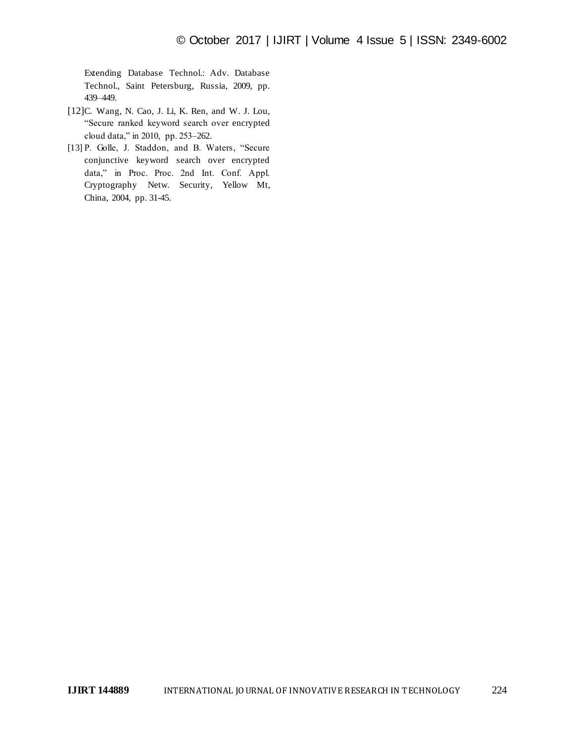Extending Database Technol.: Adv. Database Technol., Saint Petersburg, Russia, 2009, pp. 439–449.

[12] C. Wang, N. Cao, J. Li, K. Ren, and W. J. Lou, "Secure ranked keyword search over encrypted cloud data," in 2010, pp. 253–262.

[13] P. Golle, J. Staddon, and B. Waters, "Secure conjunctive keyword search over encrypted data," in Proc. Proc. 2nd Int. Conf. Appl. Cryptography Netw. Security, Yellow Mt, China, 2004, pp. 31-45.